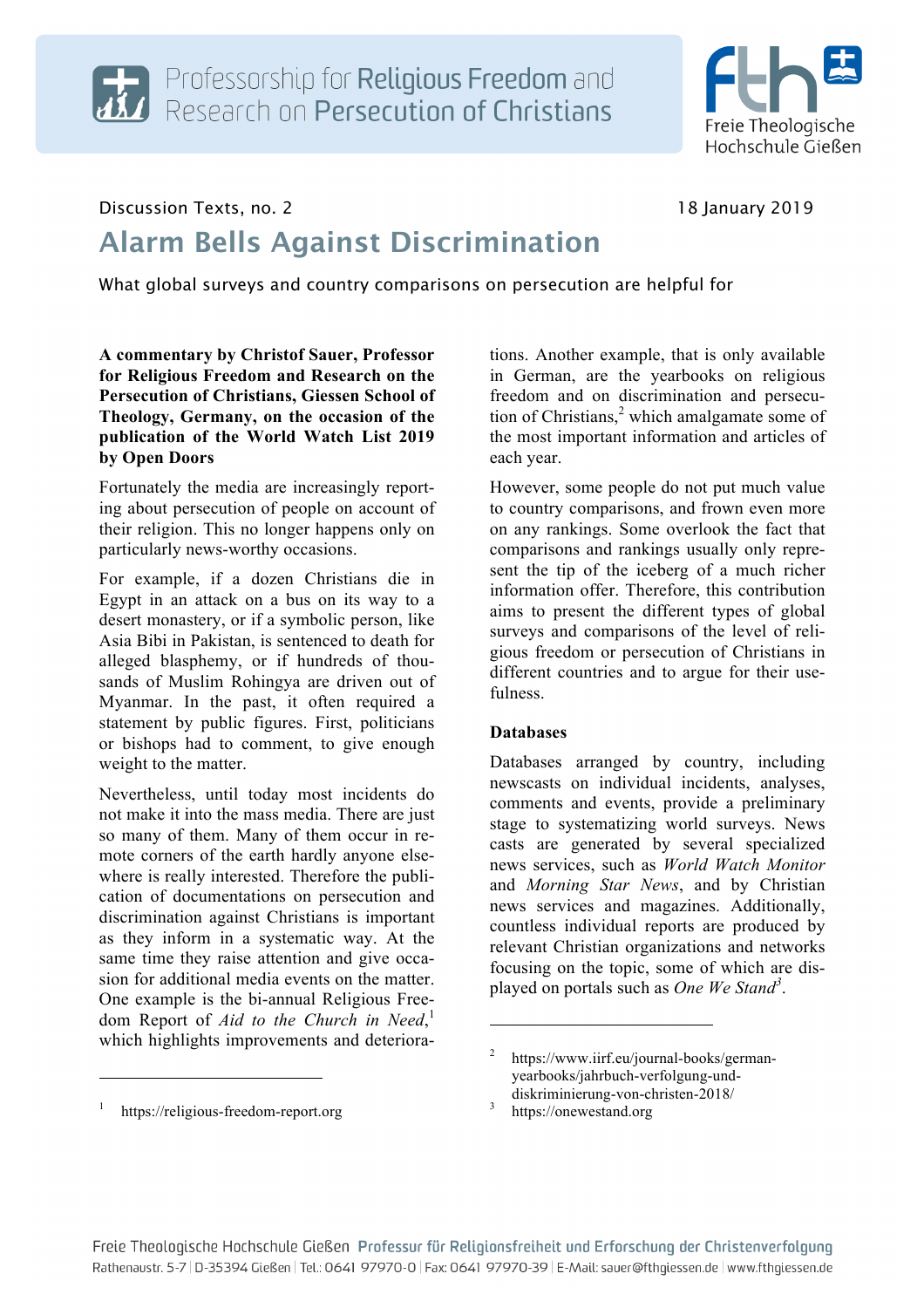Discussion Texts, no. 2 — 18 January 2019

# Alarm Bells Against Discrimination

What global surveys and country comparisons on persecution are helpful for

**A commentary by Christof Sauer, Professor for Religious Freedom and Research on the Persecution of Christians, Giessen School of Theology, Germany, on the occasion of the publication of the World Watch List 2019 by Open Doors**

Fortunately the media are increasingly reporting about persecution of people on account of their religion. This no longer happens only on particularly news-worthy occasions.

For example, if a dozen Christians die in Egypt in an attack on a bus on its way to a desert monastery, or if a symbolic person, like Asia Bibi in Pakistan, is sentenced to death for alleged blasphemy, or if hundreds of thousands of Muslim Rohingya are driven out of Myanmar. In the past, it often required a statement by public figures. First, politicians or bishops had to comment, to give enough weight to the matter.

Nevertheless, until today most incidents do not make it into the mass media. There are just so many of them. Many of them occur in remote corners of the earth hardly anyone elsewhere is really interested. Therefore the publication of documentations on persecution and discrimination against Christians is important as they inform in a systematic way. At the same time they raise attention and give occasion for additional media events on the matter. One example is the bi-annual Religious Freedom Report of *Aid to the Church in Need*,[1] which highlights improvements and deteriorations. Another example, that is only available in German, are the yearbooks on religious freedom and on discrimination and persecution of Christians,[2] which amalgamate some of the most important information and articles of each year.

However, some people do not put much value to country comparisons, and frown even more on any rankings. Some overlook the fact that comparisons and rankings usually only represent the tip of the iceberg of a much richer information offer. Therefore, this contribution aims to present the different types of global surveys and comparisons of the level of religious freedom or persecution of Christians in different countries and to argue for their usefulness.

## Databases

Databases arranged by country, including newscasts on individual incidents, analyses, comments and events, provide a preliminary stage to systematizing world surveys. News casts are generated by several specialized news services, such as *World Watch Monitor* and *Morning Star News*, and by Christian news services and magazines. Additionally, countless individual reports are produced by relevant Christian organizations and networks focusing on the topic, some of which are displayed on portals such as *One We Stand*[3].

---

[1] https://religious-freedom-report.org

[2] https://www.iirf.eu/journal-books/german-yearbooks/jahrbuch-verfolgung-und-diskriminierung-von-christen-2018/

[3] https://onewestand.org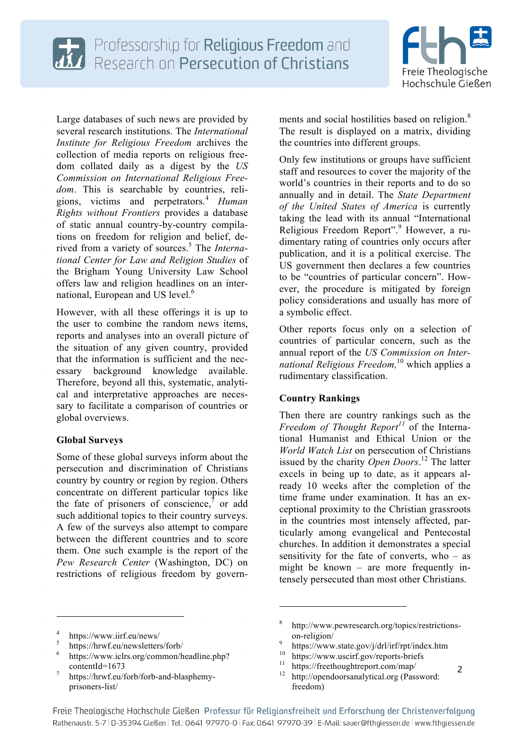Large databases of such news are provided by several research institutions. The *International Institute for Religious Freedom* archives the collection of media reports on religious freedom collated daily as a digest by the *US Commission on International Religious Freedom*. This is searchable by countries, religions, victims and perpetrators.[4] *Human Rights without Frontiers* provides a database of static annual country-by-country compilations on freedom for religion and belief, derived from a variety of sources.[5] The *International Center for Law and Religion Studies* of the Brigham Young University Law School offers law and religion headlines on an international, European and US level.[6]

However, with all these offerings it is up to the user to combine the random news items, reports and analyses into an overall picture of the situation of any given country, provided that the information is sufficient and the necessary background knowledge available. Therefore, beyond all this, systematic, analytical and interpretative approaches are necessary to facilitate a comparison of countries or global overviews.

### Global Surveys

Some of these global surveys inform about the persecution and discrimination of Christians country by country or region by region. Others concentrate on different particular topics like the fate of prisoners of conscience,[7] or add such additional topics to their country surveys. A few of the surveys also attempt to compare between the different countries and to score them. One such example is the report of the *Pew Research Center* (Washington, DC) on restrictions of religious freedom by governments and social hostilities based on religion.[8] The result is displayed on a matrix, dividing the countries into different groups.

Only few institutions or groups have sufficient staff and resources to cover the majority of the world's countries in their reports and to do so annually and in detail. The *State Department of the United States of America* is currently taking the lead with its annual "International Religious Freedom Report".[9] However, a rudimentary rating of countries only occurs after publication, and it is a political exercise. The US government then declares a few countries to be "countries of particular concern". However, the procedure is mitigated by foreign policy considerations and usually has more of a symbolic effect.

Other reports focus only on a selection of countries of particular concern, such as the annual report of the *US Commission on International Religious Freedom,*[10] which applies a rudimentary classification.

### Country Rankings

Then there are country rankings such as the *Freedom of Thought Report*[11] of the International Humanist and Ethical Union or the *World Watch List* on persecution of Christians issued by the charity *Open Doors*.[12] The latter excels in being up to date, as it appears already 10 weeks after the completion of the time frame under examination. It has an exceptional proximity to the Christian grassroots in the countries most intensely affected, particularly among evangelical and Pentecostal churches. In addition it demonstrates a special sensitivity for the fate of converts, who – as might be known – are more frequently intensely persecuted than most other Christians.

---

[4] https://www.iirf.eu/news/

[5] https://hrwf.eu/newsletters/forb/

[6] https://www.iclrs.org/common/headline.php?contentId=1673

[7] https://hrwf.eu/forb/forb-and-blasphemy-prisoners-list/

[8] http://www.pewresearch.org/topics/restrictions-on-religion/

[9] https://www.state.gov/j/drl/irf/rpt/index.htm

[10] https://www.uscirf.gov/reports-briefs

[11] https://freethoughtreport.com/map/

[12] http://opendoorsanalytical.org (Password: freedom)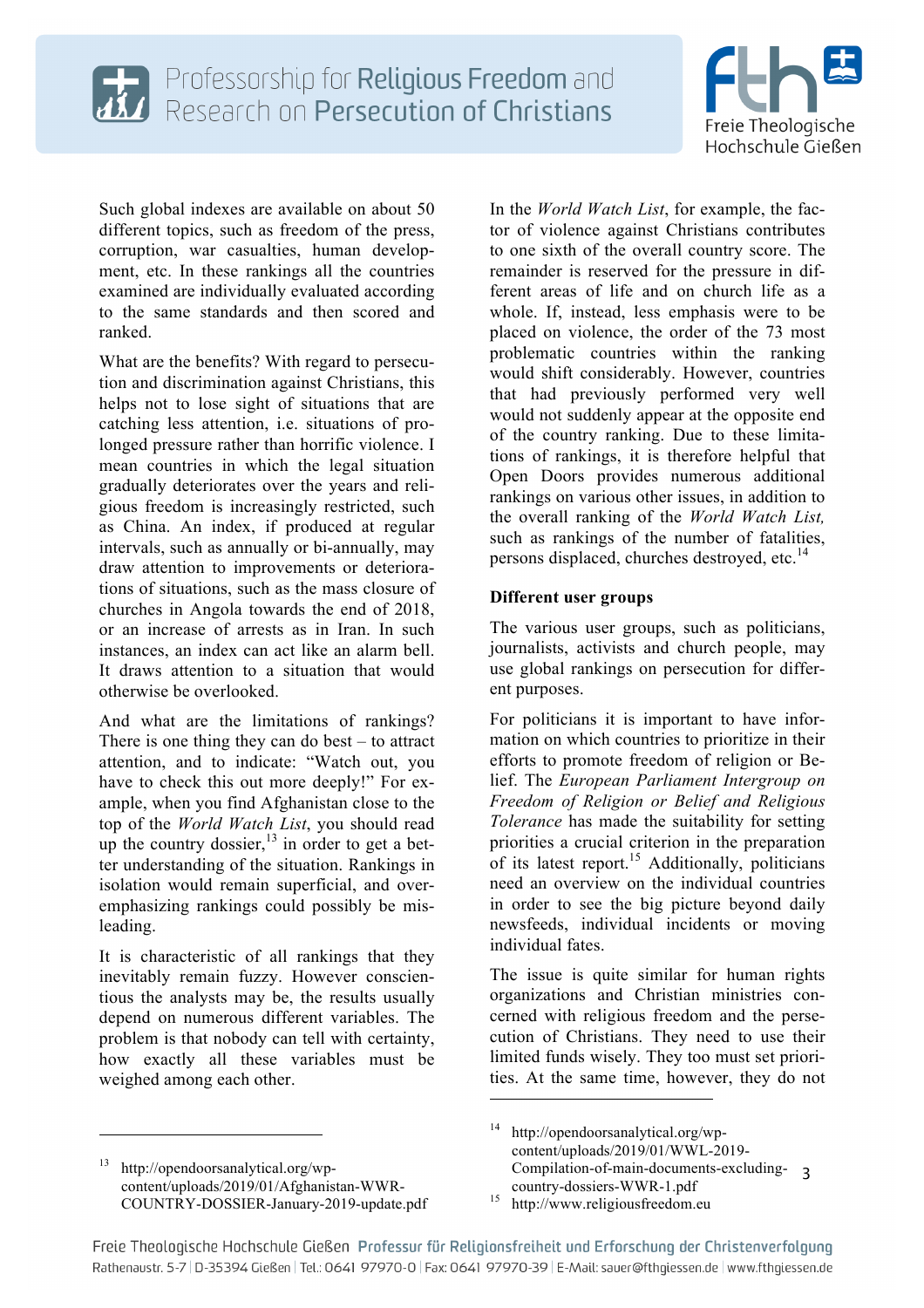Such global indexes are available on about 50 different topics, such as freedom of the press, corruption, war casualties, human development, etc. In these rankings all the countries examined are individually evaluated according to the same standards and then scored and ranked.

What are the benefits? With regard to persecution and discrimination against Christians, this helps not to lose sight of situations that are catching less attention, i.e. situations of prolonged pressure rather than horrific violence. I mean countries in which the legal situation gradually deteriorates over the years and religious freedom is increasingly restricted, such as China. An index, if produced at regular intervals, such as annually or bi-annually, may draw attention to improvements or deteriorations of situations, such as the mass closure of churches in Angola towards the end of 2018, or an increase of arrests as in Iran. In such instances, an index can act like an alarm bell. It draws attention to a situation that would otherwise be overlooked.

And what are the limitations of rankings? There is one thing they can do best – to attract attention, and to indicate: "Watch out, you have to check this out more deeply!" For example, when you find Afghanistan close to the top of the *World Watch List*, you should read up the country dossier,[13] in order to get a better understanding of the situation. Rankings in isolation would remain superficial, and overemphasizing rankings could possibly be misleading.

It is characteristic of all rankings that they inevitably remain fuzzy. However conscientious the analysts may be, the results usually depend on numerous different variables. The problem is that nobody can tell with certainty, how exactly all these variables must be weighed among each other.

In the *World Watch List*, for example, the factor of violence against Christians contributes to one sixth of the overall country score. The remainder is reserved for the pressure in different areas of life and on church life as a whole. If, instead, less emphasis were to be placed on violence, the order of the 73 most problematic countries within the ranking would shift considerably. However, countries that had previously performed very well would not suddenly appear at the opposite end of the country ranking. Due to these limitations of rankings, it is therefore helpful that Open Doors provides numerous additional rankings on various other issues, in addition to the overall ranking of the *World Watch List,* such as rankings of the number of fatalities, persons displaced, churches destroyed, etc.[14]

**Different user groups**

The various user groups, such as politicians, journalists, activists and church people, may use global rankings on persecution for different purposes.

For politicians it is important to have information on which countries to prioritize in their efforts to promote freedom of religion or Belief. The *European Parliament Intergroup on Freedom of Religion or Belief and Religious Tolerance* has made the suitability for setting priorities a crucial criterion in the preparation of its latest report.[15] Additionally, politicians need an overview on the individual countries in order to see the big picture beyond daily newsfeeds, individual incidents or moving individual fates.

The issue is quite similar for human rights organizations and Christian ministries concerned with religious freedom and the persecution of Christians. They need to use their limited funds wisely. They too must set priorities. At the same time, however, they do not

---

[13] http://opendoorsanalytical.org/wp-content/uploads/2019/01/Afghanistan-WWR-COUNTRY-DOSSIER-January-2019-update.pdf

[14] http://opendoorsanalytical.org/wp-content/uploads/2019/01/WWL-2019-Compilation-of-main-documents-excluding-country-dossiers-WWR-1.pdf

[15] http://www.religiousfreedom.eu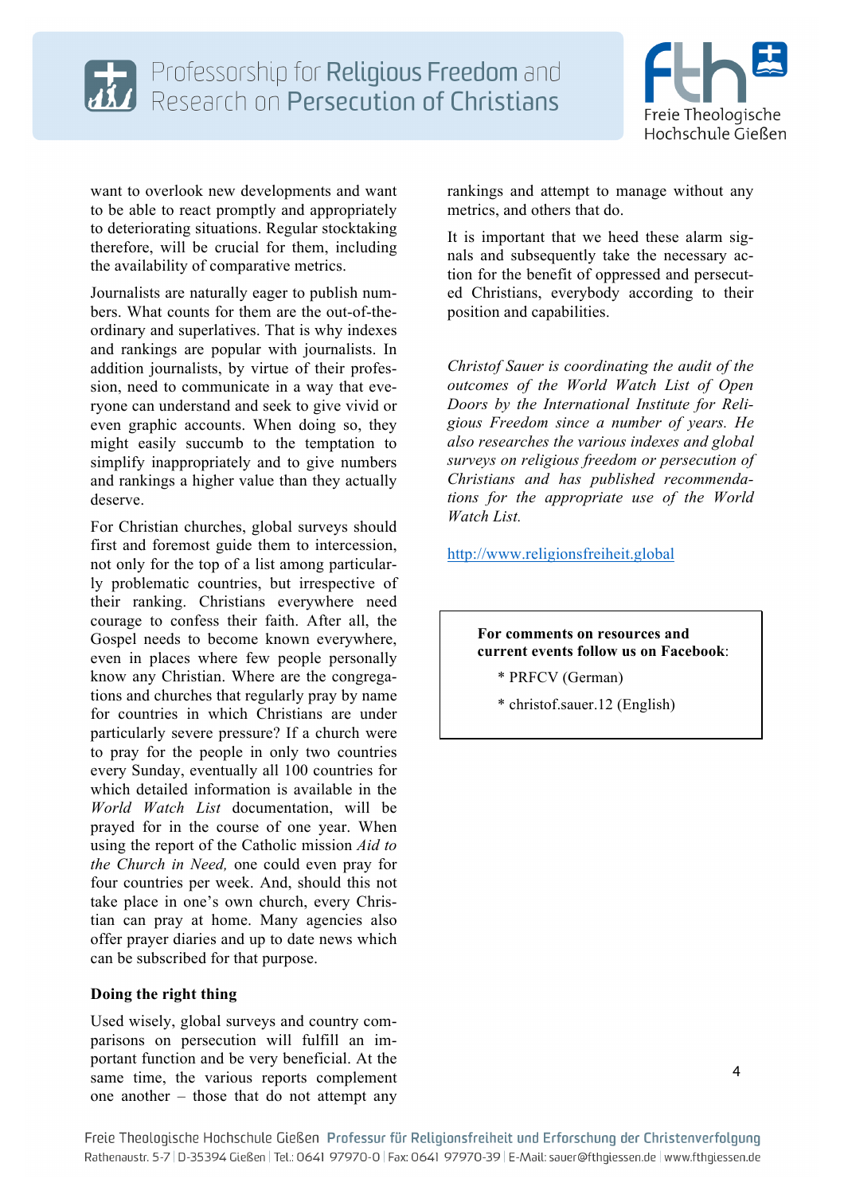want to overlook new developments and want to be able to react promptly and appropriately to deteriorating situations. Regular stocktaking therefore, will be crucial for them, including the availability of comparative metrics.

Journalists are naturally eager to publish numbers. What counts for them are the out-of-the-ordinary and superlatives. That is why indexes and rankings are popular with journalists. In addition journalists, by virtue of their profession, need to communicate in a way that everyone can understand and seek to give vivid or even graphic accounts. When doing so, they might easily succumb to the temptation to simplify inappropriately and to give numbers and rankings a higher value than they actually deserve.

For Christian churches, global surveys should first and foremost guide them to intercession, not only for the top of a list among particularly problematic countries, but irrespective of their ranking. Christians everywhere need courage to confess their faith. After all, the Gospel needs to become known everywhere, even in places where few people personally know any Christian. Where are the congregations and churches that regularly pray by name for countries in which Christians are under particularly severe pressure? If a church were to pray for the people in only two countries every Sunday, eventually all 100 countries for which detailed information is available in the *World Watch List* documentation, will be prayed for in the course of one year. When using the report of the Catholic mission *Aid to the Church in Need,* one could even pray for four countries per week. And, should this not take place in one's own church, every Christian can pray at home. Many agencies also offer prayer diaries and up to date news which can be subscribed for that purpose.

### Doing the right thing

Used wisely, global surveys and country comparisons on persecution will fulfill an important function and be very beneficial. At the same time, the various reports complement one another – those that do not attempt any rankings and attempt to manage without any metrics, and others that do.

It is important that we heed these alarm signals and subsequently take the necessary action for the benefit of oppressed and persecuted Christians, everybody according to their position and capabilities.

*Christof Sauer is coordinating the audit of the outcomes of the World Watch List of Open Doors by the International Institute for Religious Freedom since a number of years. He also researches the various indexes and global surveys on religious freedom or persecution of Christians and has published recommendations for the appropriate use of the World Watch List.*

http://www.religionsfreiheit.global

**For comments on resources and current events follow us on Facebook**:

* PRFCV (German)
* christof.sauer.12 (English)